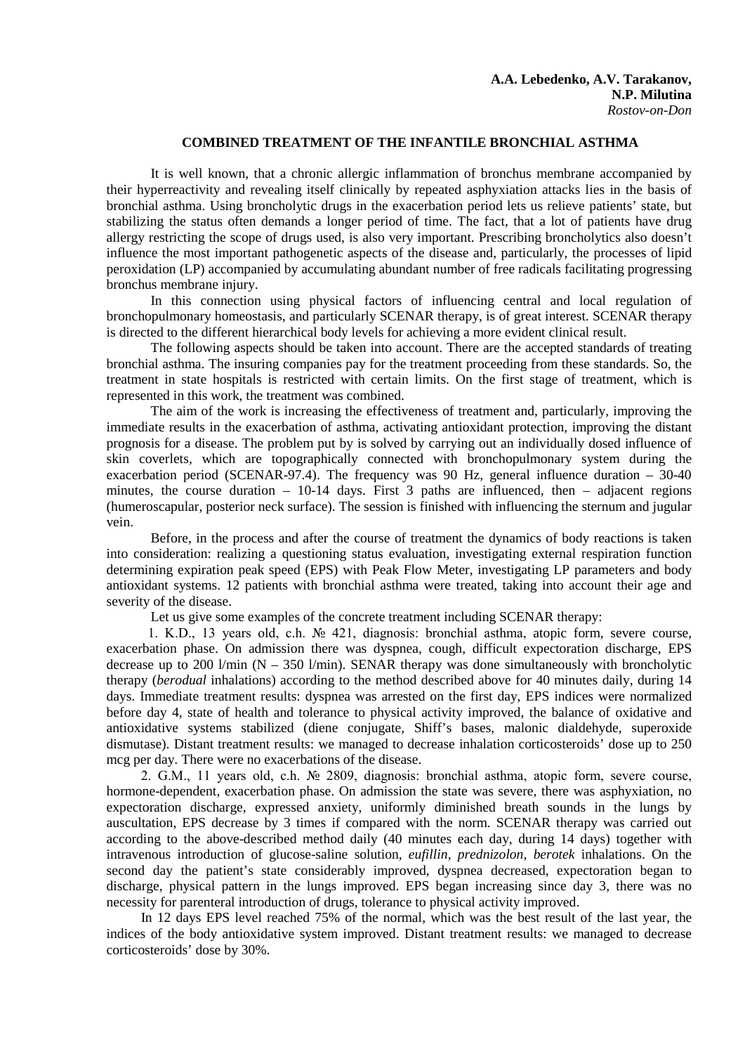**A.A. Lebedenko, A.V. Tarakanov, N.P. Milutina**
*Rostov-on-Don*

# COMBINED TREATMENT OF THE INFANTILE BRONCHIAL ASTHMA

It is well known, that a chronic allergic inflammation of bronchus membrane accompanied by their hyperreactivity and revealing itself clinically by repeated asphyxiation attacks lies in the basis of bronchial asthma. Using broncholytic drugs in the exacerbation period lets us relieve patients' state, but stabilizing the status often demands a longer period of time. The fact, that a lot of patients have drug allergy restricting the scope of drugs used, is also very important. Prescribing broncholytics also doesn't influence the most important pathogenetic aspects of the disease and, particularly, the processes of lipid peroxidation (LP) accompanied by accumulating abundant number of free radicals facilitating progressing bronchus membrane injury.

In this connection using physical factors of influencing central and local regulation of bronchopulmonary homeostasis, and particularly SCENAR therapy, is of great interest. SCENAR therapy is directed to the different hierarchical body levels for achieving a more evident clinical result.

The following aspects should be taken into account. There are the accepted standards of treating bronchial asthma. The insuring companies pay for the treatment proceeding from these standards. So, the treatment in state hospitals is restricted with certain limits. On the first stage of treatment, which is represented in this work, the treatment was combined.

The aim of the work is increasing the effectiveness of treatment and, particularly, improving the immediate results in the exacerbation of asthma, activating antioxidant protection, improving the distant prognosis for a disease. The problem put by is solved by carrying out an individually dosed influence of skin coverlets, which are topographically connected with bronchopulmonary system during the exacerbation period (SCENAR-97.4). The frequency was 90 Hz, general influence duration – 30-40 minutes, the course duration – 10-14 days. First 3 paths are influenced, then – adjacent regions (humeroscapular, posterior neck surface). The session is finished with influencing the sternum and jugular vein.

Before, in the process and after the course of treatment the dynamics of body reactions is taken into consideration: realizing a questioning status evaluation, investigating external respiration function determining expiration peak speed (EPS) with Peak Flow Meter, investigating LP parameters and body antioxidant systems. 12 patients with bronchial asthma were treated, taking into account their age and severity of the disease.

Let us give some examples of the concrete treatment including SCENAR therapy:

1. K.D., 13 years old, c.h. № 421, diagnosis: bronchial asthma, atopic form, severe course, exacerbation phase. On admission there was dyspnea, cough, difficult expectoration discharge, EPS decrease up to 200 l/min (N – 350 l/min). SENAR therapy was done simultaneously with broncholytic therapy (*berodual* inhalations) according to the method described above for 40 minutes daily, during 14 days. Immediate treatment results: dyspnea was arrested on the first day, EPS indices were normalized before day 4, state of health and tolerance to physical activity improved, the balance of oxidative and antioxidative systems stabilized (diene conjugate, Shiff's bases, malonic dialdehyde, superoxide dismutase). Distant treatment results: we managed to decrease inhalation corticosteroids' dose up to 250 mcg per day. There were no exacerbations of the disease.

2. G.M., 11 years old, c.h. № 2809, diagnosis: bronchial asthma, atopic form, severe course, hormone-dependent, exacerbation phase. On admission the state was severe, there was asphyxiation, no expectoration discharge, expressed anxiety, uniformly diminished breath sounds in the lungs by auscultation, EPS decrease by 3 times if compared with the norm. SCENAR therapy was carried out according to the above-described method daily (40 minutes each day, during 14 days) together with intravenous introduction of glucose-saline solution, *eufillin, prednizolon, berotek* inhalations. On the second day the patient's state considerably improved, dyspnea decreased, expectoration began to discharge, physical pattern in the lungs improved. EPS began increasing since day 3, there was no necessity for parenteral introduction of drugs, tolerance to physical activity improved.

In 12 days EPS level reached 75% of the normal, which was the best result of the last year, the indices of the body antioxidative system improved. Distant treatment results: we managed to decrease corticosteroids' dose by 30%.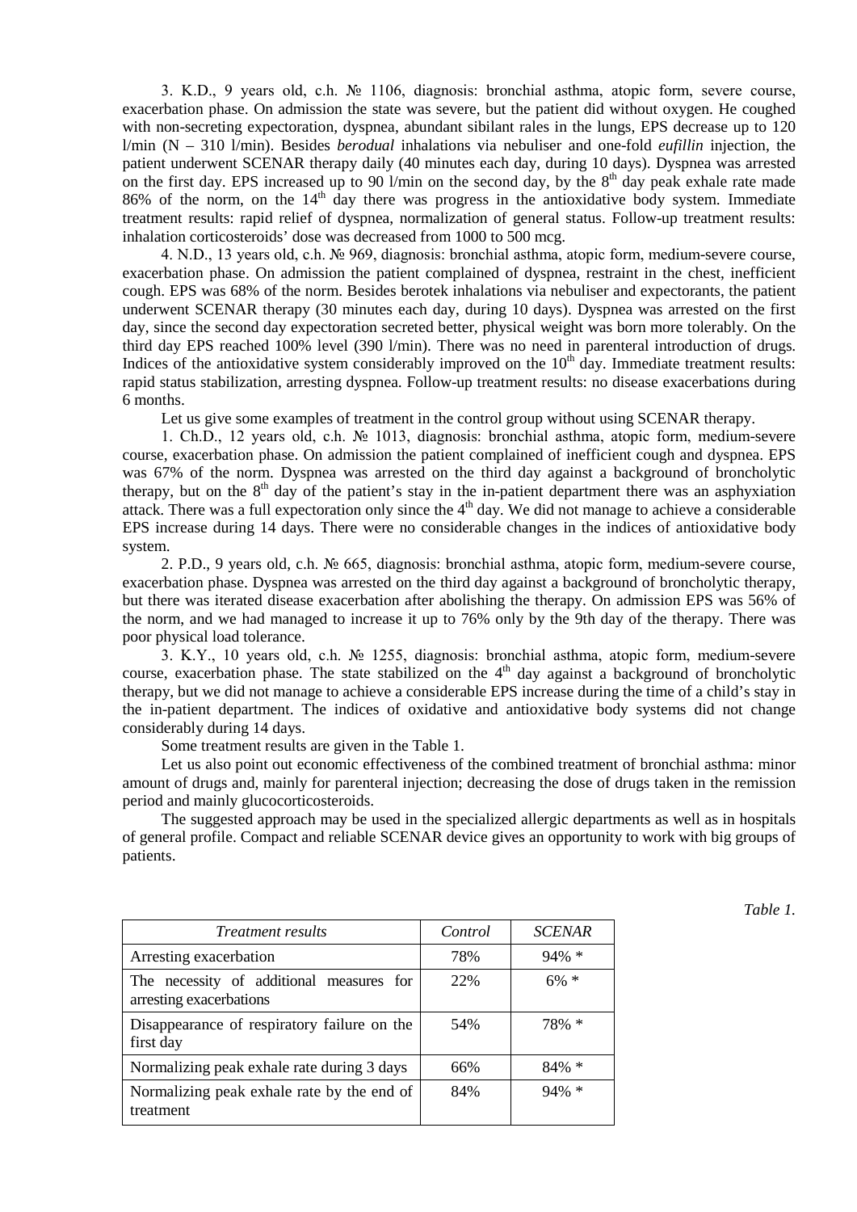3. K.D., 9 years old, c.h. № 1106, diagnosis: bronchial asthma, atopic form, severe course, exacerbation phase. On admission the state was severe, but the patient did without oxygen. He coughed with non-secreting expectoration, dyspnea, abundant sibilant rales in the lungs, EPS decrease up to 120 l/min (N – 310 l/min). Besides *berodual* inhalations via nebuliser and one-fold *eufillin* injection, the patient underwent SCENAR therapy daily (40 minutes each day, during 10 days). Dyspnea was arrested on the first day. EPS increased up to 90 l/min on the second day, by the 8th day peak exhale rate made 86% of the norm, on the 14th day there was progress in the antioxidative body system. Immediate treatment results: rapid relief of dyspnea, normalization of general status. Follow-up treatment results: inhalation corticosteroids' dose was decreased from 1000 to 500 mcg.

4. N.D., 13 years old, c.h. № 969, diagnosis: bronchial asthma, atopic form, medium-severe course, exacerbation phase. On admission the patient complained of dyspnea, restraint in the chest, inefficient cough. EPS was 68% of the norm. Besides berotek inhalations via nebuliser and expectorants, the patient underwent SCENAR therapy (30 minutes each day, during 10 days). Dyspnea was arrested on the first day, since the second day expectoration secreted better, physical weight was born more tolerably. On the third day EPS reached 100% level (390 l/min). There was no need in parenteral introduction of drugs. Indices of the antioxidative system considerably improved on the 10th day. Immediate treatment results: rapid status stabilization, arresting dyspnea. Follow-up treatment results: no disease exacerbations during 6 months.

Let us give some examples of treatment in the control group without using SCENAR therapy.

1. Ch.D., 12 years old, c.h. № 1013, diagnosis: bronchial asthma, atopic form, medium-severe course, exacerbation phase. On admission the patient complained of inefficient cough and dyspnea. EPS was 67% of the norm. Dyspnea was arrested on the third day against a background of broncholytic therapy, but on the 8th day of the patient's stay in the in-patient department there was an asphyxiation attack. There was a full expectoration only since the 4th day. We did not manage to achieve a considerable EPS increase during 14 days. There were no considerable changes in the indices of antioxidative body system.

2. P.D., 9 years old, c.h. № 665, diagnosis: bronchial asthma, atopic form, medium-severe course, exacerbation phase. Dyspnea was arrested on the third day against a background of broncholytic therapy, but there was iterated disease exacerbation after abolishing the therapy. On admission EPS was 56% of the norm, and we had managed to increase it up to 76% only by the 9th day of the therapy. There was poor physical load tolerance.

3. K.Y., 10 years old, c.h. № 1255, diagnosis: bronchial asthma, atopic form, medium-severe course, exacerbation phase. The state stabilized on the 4th day against a background of broncholytic therapy, but we did not manage to achieve a considerable EPS increase during the time of a child's stay in the in-patient department. The indices of oxidative and antioxidative body systems did not change considerably during 14 days.

Some treatment results are given in the Table 1.

Let us also point out economic effectiveness of the combined treatment of bronchial asthma: minor amount of drugs and, mainly for parenteral injection; decreasing the dose of drugs taken in the remission period and mainly glucocorticosteroids.

The suggested approach may be used in the specialized allergic departments as well as in hospitals of general profile. Compact and reliable SCENAR device gives an opportunity to work with big groups of patients.

*Table 1.*

| *Treatment results* | *Control* | *SCENAR* |
|---|---|---|
| Arresting exacerbation | 78% | 94% * |
| The necessity of additional measures for arresting exacerbations | 22% | 6% * |
| Disappearance of respiratory failure on the first day | 54% | 78% * |
| Normalizing peak exhale rate during 3 days | 66% | 84% * |
| Normalizing peak exhale rate by the end of treatment | 84% | 94% * |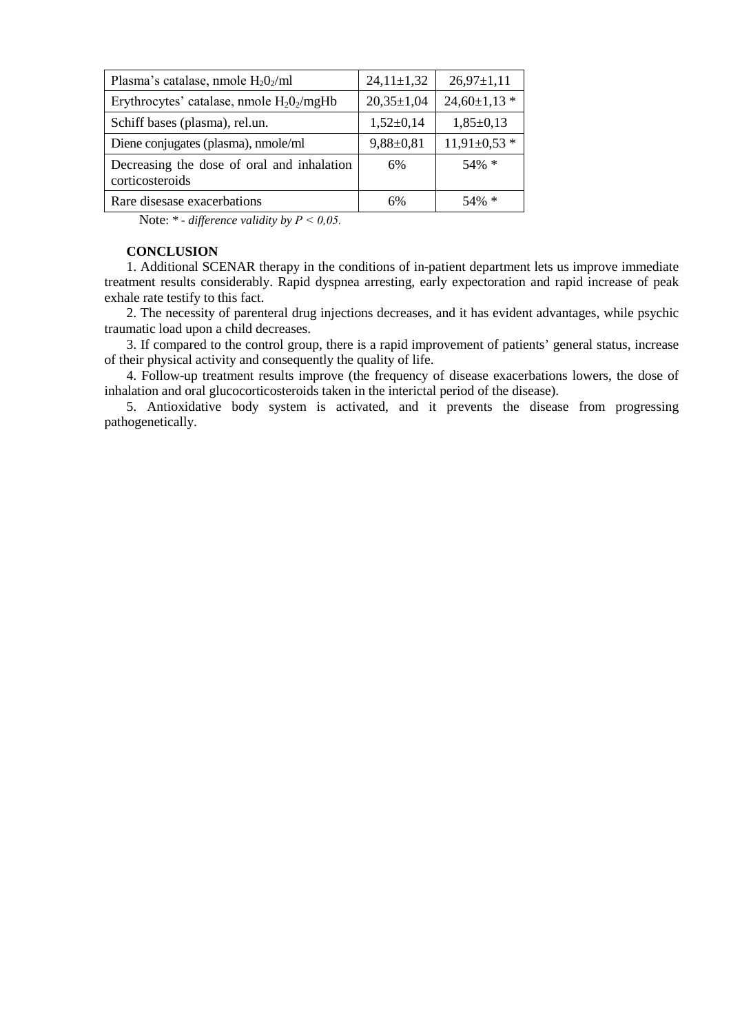| | | |
|---|---|---|
| Plasma's catalase, nmole $H_2O_2$/ml | 24,11±1,32 | 26,97±1,11 |
| Erythrocytes' catalase, nmole $H_2O_2$/mgHb | 20,35±1,04 | 24,60±1,13 * |
| Schiff bases (plasma), rel.un. | 1,52±0,14 | 1,85±0,13 |
| Diene conjugates (plasma), nmole/ml | 9,88±0,81 | 11,91±0,53 * |
| Decreasing the dose of oral and inhalation corticosteroids | 6% | 54% * |
| Rare disesase exacerbations | 6% | 54% * |

Note: * - *difference validity by $P < 0,05$.*

**CONCLUSION**

1. Additional SCENAR therapy in the conditions of in-patient department lets us improve immediate treatment results considerably. Rapid dyspnea arresting, early expectoration and rapid increase of peak exhale rate testify to this fact.

2. The necessity of parenteral drug injections decreases, and it has evident advantages, while psychic traumatic load upon a child decreases.

3. If compared to the control group, there is a rapid improvement of patients' general status, increase of their physical activity and consequently the quality of life.

4. Follow-up treatment results improve (the frequency of disease exacerbations lowers, the dose of inhalation and oral glucocorticosteroids taken in the interictal period of the disease).

5. Antioxidative body system is activated, and it prevents the disease from progressing pathogenetically.